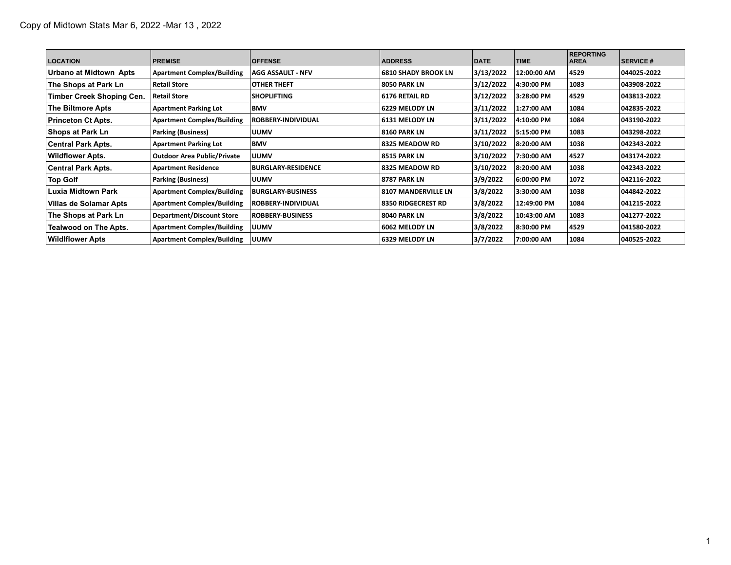Copy of Midtown Stats Mar 6, 2022 -Mar 13 , 2022

| LOCATION | PREMISE | OFFENSE | ADDRESS | DATE | TIME | REPORTING AREA | SERVICE # |
|---|---|---|---|---|---|---|---|
| Urbano at Midtown Apts | Apartment Complex/Building | AGG ASSAULT - NFV | 6810 SHADY BROOK LN | 3/13/2022 | 12:00:00 AM | 4529 | 044025-2022 |
| The Shops at Park Ln | Retail Store | OTHER THEFT | 8050 PARK LN | 3/12/2022 | 4:30:00 PM | 1083 | 043908-2022 |
| Timber Creek Shoping Cen. | Retail Store | SHOPLIFTING | 6176 RETAIL RD | 3/12/2022 | 3:28:00 PM | 4529 | 043813-2022 |
| The Biltmore Apts | Apartment Parking Lot | BMV | 6229 MELODY LN | 3/11/2022 | 1:27:00 AM | 1084 | 042835-2022 |
| Princeton Ct Apts. | Apartment Complex/Building | ROBBERY-INDIVIDUAL | 6131 MELODY LN | 3/11/2022 | 4:10:00 PM | 1084 | 043190-2022 |
| Shops at Park Ln | Parking (Business) | UUMV | 8160 PARK LN | 3/11/2022 | 5:15:00 PM | 1083 | 043298-2022 |
| Central Park Apts. | Apartment Parking Lot | BMV | 8325 MEADOW RD | 3/10/2022 | 8:20:00 AM | 1038 | 042343-2022 |
| Wildflower Apts. | Outdoor Area Public/Private | UUMV | 8515 PARK LN | 3/10/2022 | 7:30:00 AM | 4527 | 043174-2022 |
| Central Park Apts. | Apartment Residence | BURGLARY-RESIDENCE | 8325 MEADOW RD | 3/10/2022 | 8:20:00 AM | 1038 | 042343-2022 |
| Top Golf | Parking (Business) | UUMV | 8787 PARK LN | 3/9/2022 | 6:00:00 PM | 1072 | 042116-2022 |
| Luxia Midtown Park | Apartment Complex/Building | BURGLARY-BUSINESS | 8107 MANDERVILLE LN | 3/8/2022 | 3:30:00 AM | 1038 | 044842-2022 |
| Villas de Solamar Apts | Apartment Complex/Building | ROBBERY-INDIVIDUAL | 8350 RIDGECREST RD | 3/8/2022 | 12:49:00 PM | 1084 | 041215-2022 |
| The Shops at Park Ln | Department/Discount Store | ROBBERY-BUSINESS | 8040 PARK LN | 3/8/2022 | 10:43:00 AM | 1083 | 041277-2022 |
| Tealwood on The Apts. | Apartment Complex/Building | UUMV | 6062 MELODY LN | 3/8/2022 | 8:30:00 PM | 4529 | 041580-2022 |
| Wildlflower Apts | Apartment Complex/Building | UUMV | 6329 MELODY LN | 3/7/2022 | 7:00:00 AM | 1084 | 040525-2022 |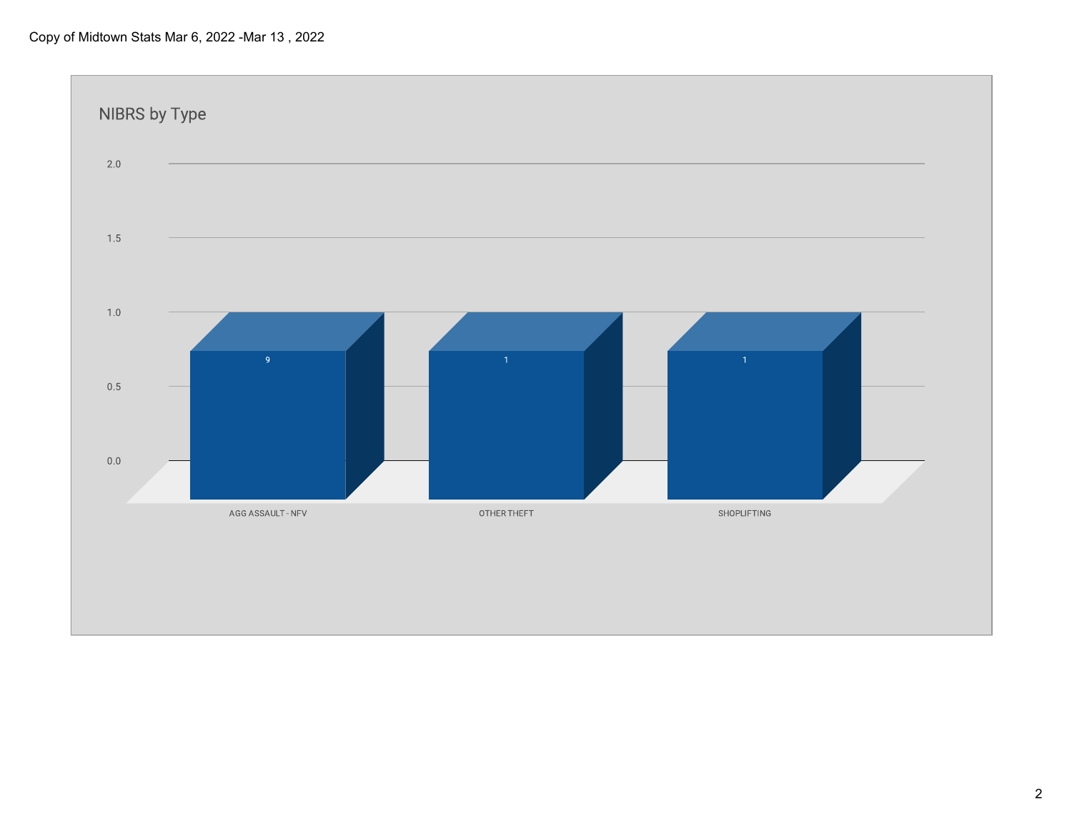Copy of Midtown Stats Mar 6, 2022 -Mar 13 , 2022

## NIBRS by Type

| Type | Count |
| --- | --- |
| AGG ASSAULT - NFV | 9 |
| OTHER THEFT | 1 |
| SHOPLIFTING | 1 |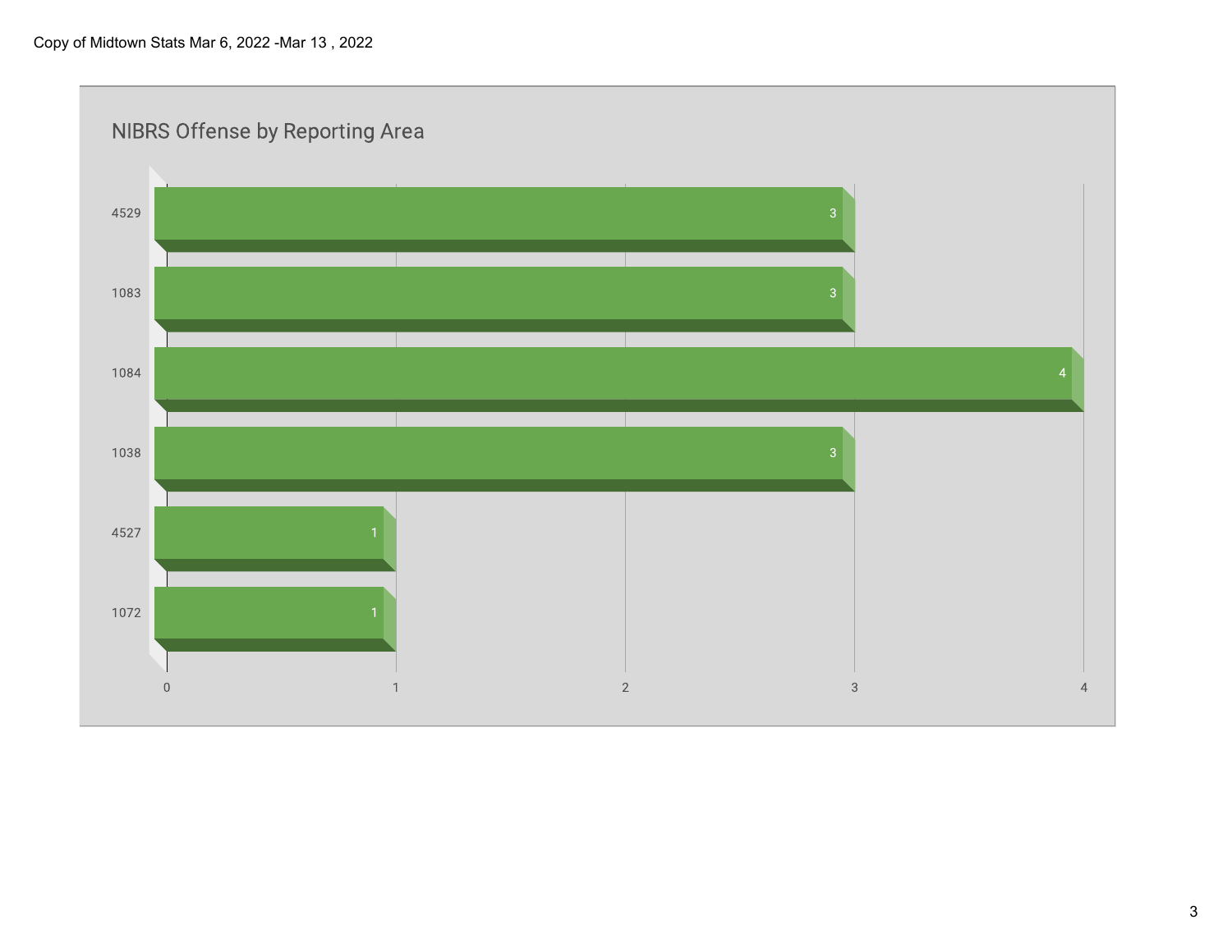Copy of Midtown Stats Mar 6, 2022 -Mar 13 , 2022

## NIBRS Offense by Reporting Area

| Reporting Area | Count |
| --- | --- |
| 4529 | 3 |
| 1083 | 3 |
| 1084 | 4 |
| 1038 | 3 |
| 4527 | 1 |
| 1072 | 1 |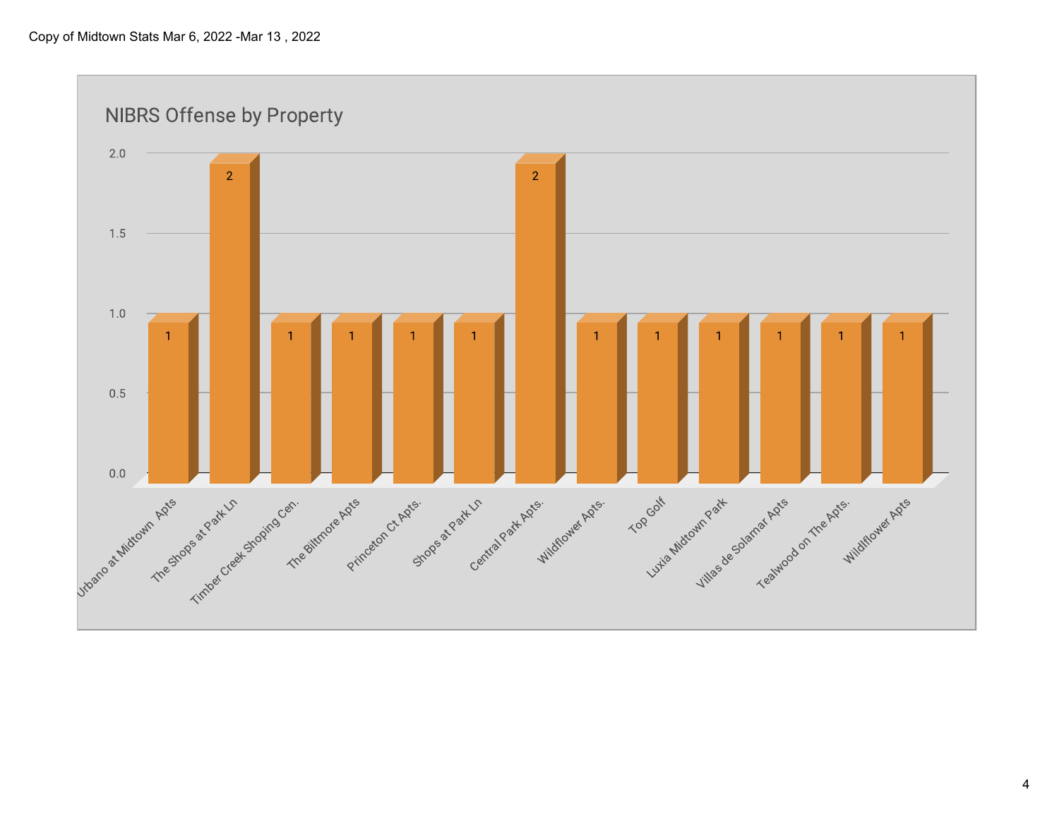Copy of Midtown Stats Mar 6, 2022 -Mar 13 , 2022

## NIBRS Offense by Property

| Property | Count |
| --- | --- |
| Urbano at Midtown Apts | 1 |
| The Shops at Park Ln | 2 |
| Timber Creek Shoping Cen. | 1 |
| The Biltmore Apts | 1 |
| Princeton Ct Apts. | 1 |
| Shops at Park Ln | 1 |
| Central Park Apts. | 2 |
| Wildflower Apts. | 1 |
| Top Golf | 1 |
| Luxia Midtown Park | 1 |
| Villas de Solamar Apts | 1 |
| Tealwood on The Apts. | 1 |
| Wildflower Apts | 1 |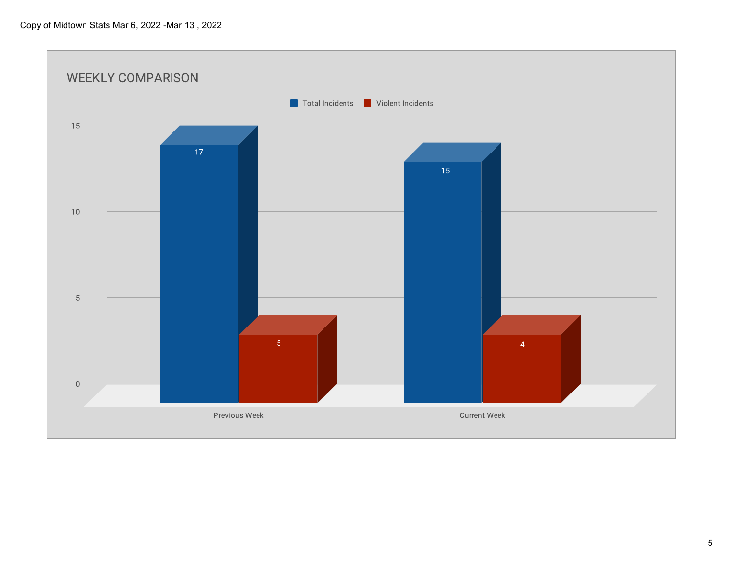Copy of Midtown Stats Mar 6, 2022 -Mar 13 , 2022

WEEKLY COMPARISON

Total Incidents

Violent Incidents

15

10

5

0

17

5

15

4

Previous Week

Current Week